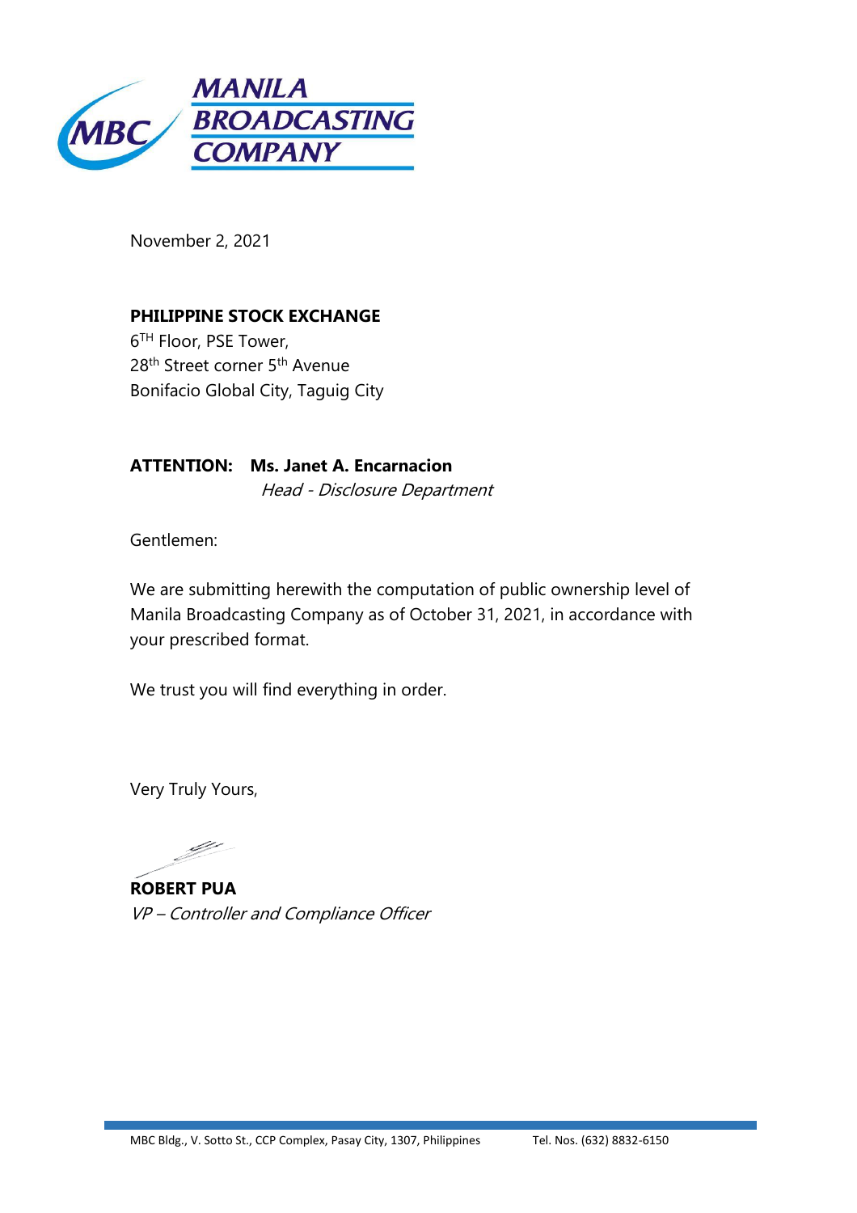**MANILA BROADCASTING COMPANY**

November 2, 2021

**PHILIPPINE STOCK EXCHANGE**
6TH Floor, PSE Tower,
28th Street corner 5th Avenue
Bonifacio Global City, Taguig City

**ATTENTION: Ms. Janet A. Encarnacion**
*Head - Disclosure Department*

Gentlemen:

We are submitting herewith the computation of public ownership level of Manila Broadcasting Company as of October 31, 2021, in accordance with your prescribed format.

We trust you will find everything in order.

Very Truly Yours,

**ROBERT PUA**
*VP – Controller and Compliance Officer*

MBC Bldg., V. Sotto St., CCP Complex, Pasay City, 1307, Philippines Tel. Nos. (632) 8832-6150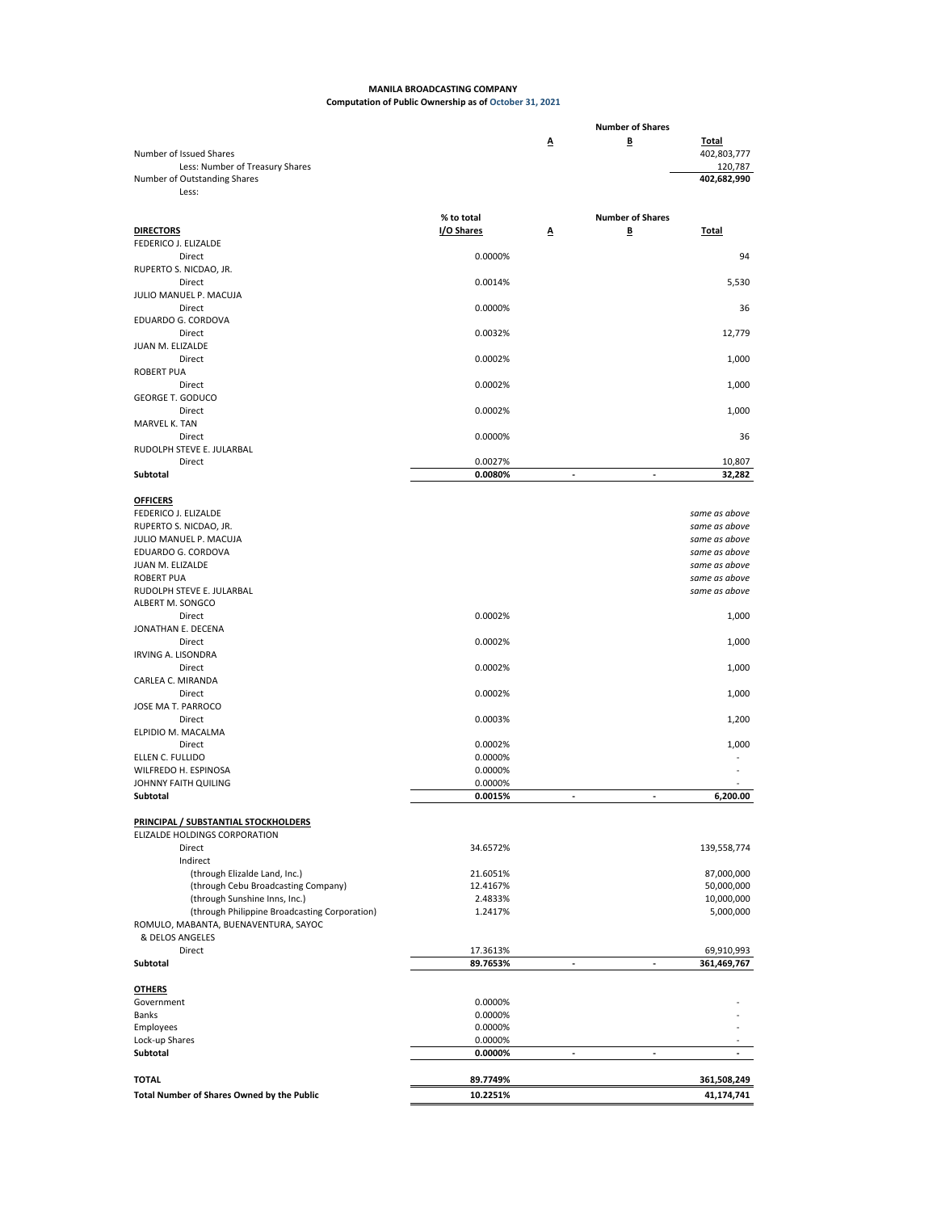**MANILA BROADCASTING COMPANY**

**Computation of Public Ownership as of October 31, 2021**

| | | Number of Shares | | |
|---|---|---|---|---|
| | | A | B | Total |
| Number of Issued Shares | | | | 402,803,777 |
| Less: Number of Treasury Shares | | | | 120,787 |
| Number of Outstanding Shares | | | | **402,682,990** |
| Less: | | | | |
| | **% to total** | | **Number of Shares** | |
| **DIRECTORS** | **I/O Shares** | **A** | **B** | **Total** |
| FEDERICO J. ELIZALDE | | | | |
| Direct | 0.0000% | | | 94 |
| RUPERTO S. NICDAO, JR. | | | | |
| Direct | 0.0014% | | | 5,530 |
| JULIO MANUEL P. MACUJA | | | | |
| Direct | 0.0000% | | | 36 |
| EDUARDO G. CORDOVA | | | | |
| Direct | 0.0032% | | | 12,779 |
| JUAN M. ELIZALDE | | | | |
| Direct | 0.0002% | | | 1,000 |
| ROBERT PUA | | | | |
| Direct | 0.0002% | | | 1,000 |
| GEORGE T. GODUCO | | | | |
| Direct | 0.0002% | | | 1,000 |
| MARVEL K. TAN | | | | |
| Direct | 0.0000% | | | 36 |
| RUDOLPH STEVE E. JULARBAL | | | | |
| Direct | 0.0027% | | | 10,807 |
| **Subtotal** | **0.0080%** | - | - | **32,282** |
| **OFFICERS** | | | | |
| FEDERICO J. ELIZALDE | | | | *same as above* |
| RUPERTO S. NICDAO, JR. | | | | *same as above* |
| JULIO MANUEL P. MACUJA | | | | *same as above* |
| EDUARDO G. CORDOVA | | | | *same as above* |
| JUAN M. ELIZALDE | | | | *same as above* |
| ROBERT PUA | | | | *same as above* |
| RUDOLPH STEVE E. JULARBAL | | | | *same as above* |
| ALBERT M. SONGCO | | | | |
| Direct | 0.0002% | | | 1,000 |
| JONATHAN E. DECENA | | | | |
| Direct | 0.0002% | | | 1,000 |
| IRVING A. LISONDRA | | | | |
| Direct | 0.0002% | | | 1,000 |
| CARLEA C. MIRANDA | | | | |
| Direct | 0.0002% | | | 1,000 |
| JOSE MA T. PARROCO | | | | |
| Direct | 0.0003% | | | 1,200 |
| ELPIDIO M. MACALMA | | | | |
| Direct | 0.0002% | | | 1,000 |
| ELLEN C. FULLIDO | 0.0000% | | | - |
| WILFREDO H. ESPINOSA | 0.0000% | | | - |
| JOHNNY FAITH QUILING | 0.0000% | | | - |
| **Subtotal** | **0.0015%** | - | - | **6,200.00** |
| **PRINCIPAL / SUBSTANTIAL STOCKHOLDERS** | | | | |
| ELIZALDE HOLDINGS CORPORATION | | | | |
| Direct | 34.6572% | | | 139,558,774 |
| Indirect | | | | |
| (through Elizalde Land, Inc.) | 21.6051% | | | 87,000,000 |
| (through Cebu Broadcasting Company) | 12.4167% | | | 50,000,000 |
| (through Sunshine Inns, Inc.) | 2.4833% | | | 10,000,000 |
| (through Philippine Broadcasting Corporation) | 1.2417% | | | 5,000,000 |
| ROMULO, MABANTA, BUENAVENTURA, SAYOC & DELOS ANGELES | | | | |
| Direct | 17.3613% | | | 69,910,993 |
| **Subtotal** | **89.7653%** | - | - | **361,469,767** |
| **OTHERS** | | | | |
| Government | 0.0000% | | | - |
| Banks | 0.0000% | | | - |
| Employees | 0.0000% | | | - |
| Lock-up Shares | 0.0000% | | | - |
| **Subtotal** | **0.0000%** | - | - | - |
| **TOTAL** | **89.7749%** | | | **361,508,249** |
| **Total Number of Shares Owned by the Public** | **10.2251%** | | | **41,174,741** |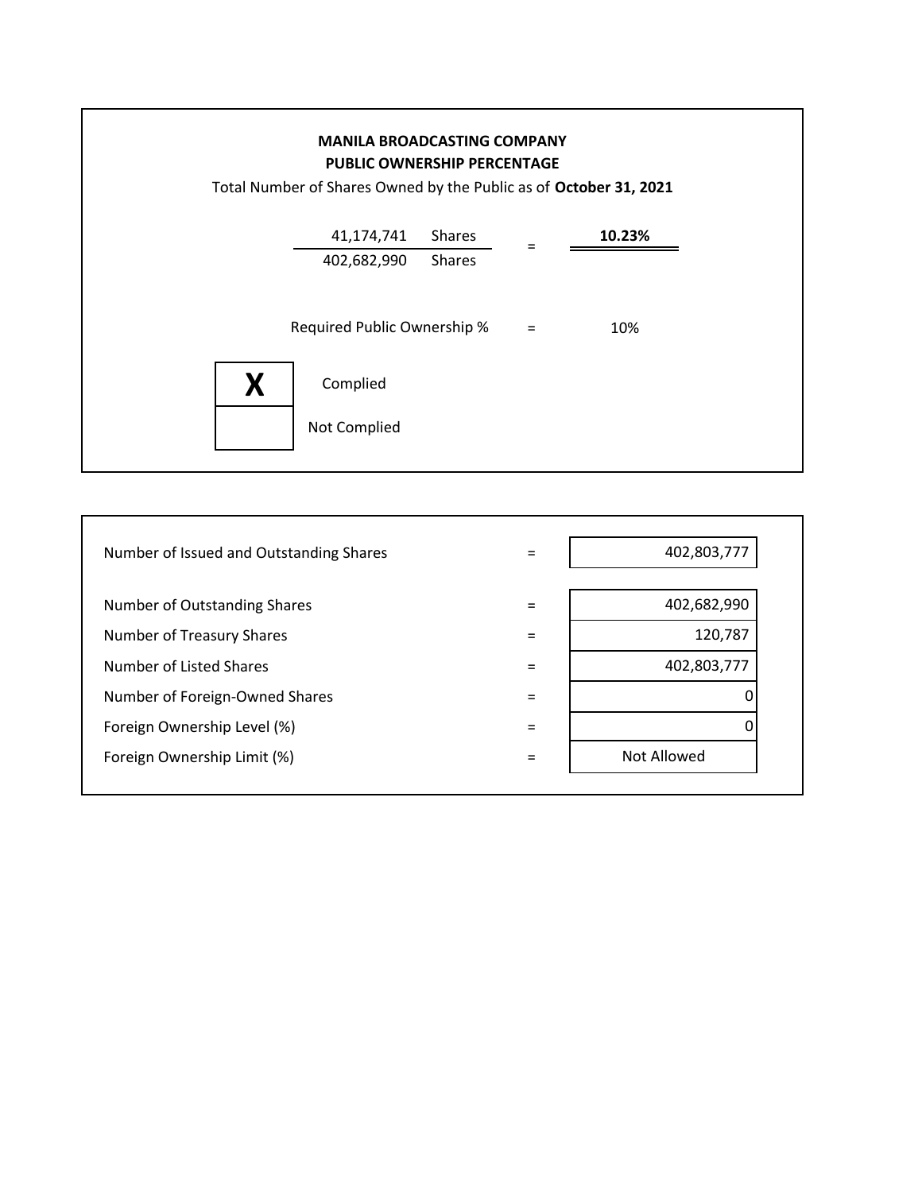**MANILA BROADCASTING COMPANY**
**PUBLIC OWNERSHIP PERCENTAGE**

Total Number of Shares Owned by the Public as of **October 31, 2021**

$$\frac{41{,}174{,}741 \text{ Shares}}{402{,}682{,}990 \text{ Shares}} = \mathbf{10.23\%}$$

Required Public Ownership % = 10%

| | |
|---|---|
| X | Complied |
| | Not Complied |

| | | |
|---|---|---|
| Number of Issued and Outstanding Shares | = | 402,803,777 |
| Number of Outstanding Shares | = | 402,682,990 |
| Number of Treasury Shares | = | 120,787 |
| Number of Listed Shares | = | 402,803,777 |
| Number of Foreign-Owned Shares | = | 0 |
| Foreign Ownership Level (%) | = | 0 |
| Foreign Ownership Limit (%) | = | Not Allowed |